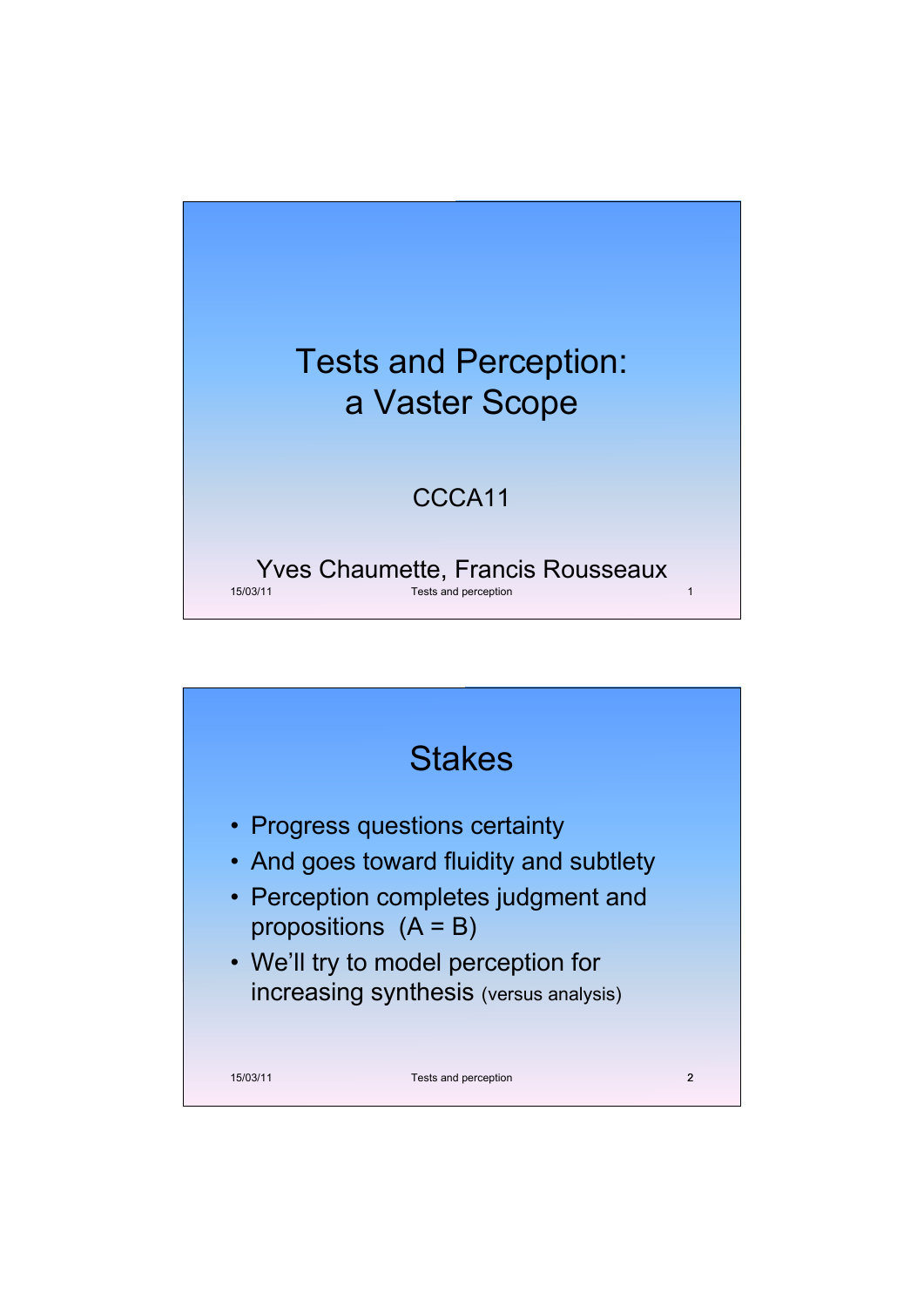# Tests and Perception: a Vaster Scope

CCCA11

Yves Chaumette, Francis Rousseaux

## Stakes

- Progress questions certainty
- And goes toward fluidity and subtlety
- Perception completes judgment and propositions (A = B)
- We'll try to model perception for increasing synthesis (versus analysis)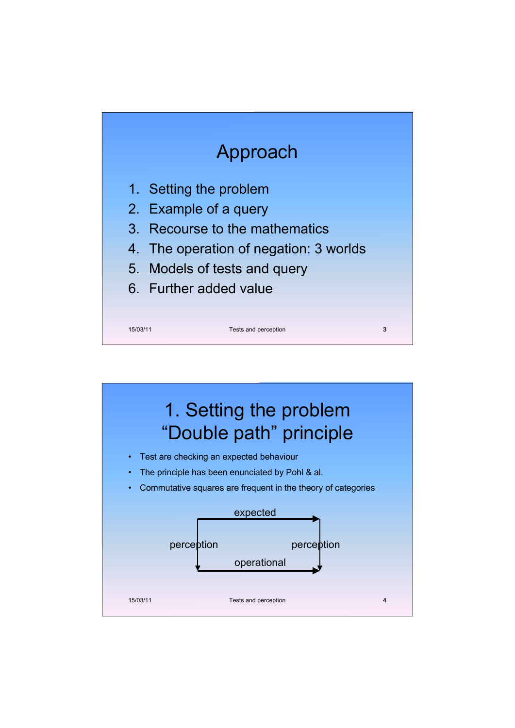# Approach

1. Setting the problem
2. Example of a query
3. Recourse to the mathematics
4. The operation of negation: 3 worlds
5. Models of tests and query
6. Further added value

# 1. Setting the problem "Double path" principle

- Test are checking an expected behaviour
- The principle has been enunciated by Pohl & al.
- Commutative squares are frequent in the theory of categories

expected

perception | perception

operational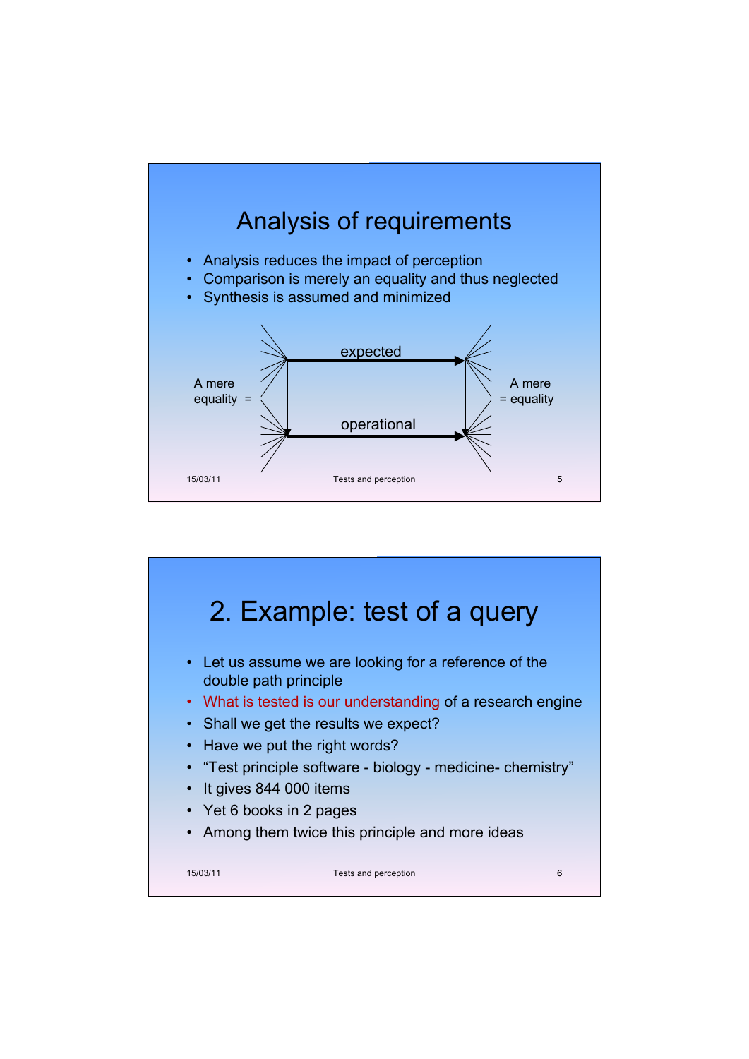# Analysis of requirements

- Analysis reduces the impact of perception
- Comparison is merely an equality and thus neglected
- Synthesis is assumed and minimized

A mere equality = expected / operational = A mere equality

# 2. Example: test of a query

- Let us assume we are looking for a reference of the double path principle
- What is tested is our understanding of a research engine
- Shall we get the results we expect?
- Have we put the right words?
- “Test principle software - biology - medicine- chemistry”
- It gives 844 000 items
- Yet 6 books in 2 pages
- Among them twice this principle and more ideas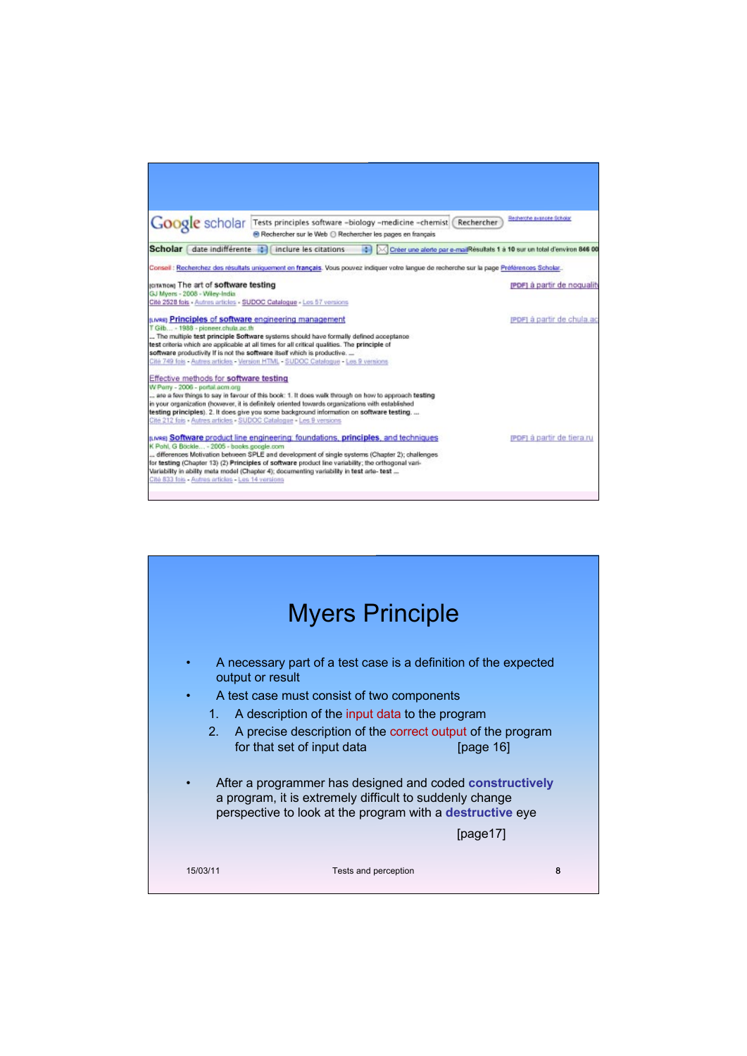Google scholar | Tests principles software -biology -medicine -chemist | Rechercher

Recherche avancée Scholar

Rechercher sur le Web / Rechercher les pages en français

Scholar | date indifférente | inclure les citations | Créer une alerte par e-mail | Résultats 1 à 10 sur un total d'environ 846 00

Conseil : Rechercher des résultats uniquement en français. Vous pouvez indiquer votre langue de recherche sur la page Préférences Scholar.

[CITATION] The art of software testing — [PDF] à partir de noquality
GJ Myers - 2008 - Wiley-India
Cité 2528 fois - Autres articles - SUDOC Catalogue - Les 57 versions

[LIVRE] Principles of software engineering management — [PDF] à partir de chula.ac
T Gilb... - 1988 - pioneer.chula.ac.th
... The multiple test principle Software systems should have formally defined acceptance test criteria which are applicable at all times for all critical qualities. The principle of software productivity If is not the software itself which is productive. ...
Cité 749 fois - Autres articles - Version HTML - SUDOC Catalogue - Les 9 versions

Effective methods for software testing
W Perry - 2006 - portal.acm.org
... are a few things to say in favour of this book: 1. It does walk through on how to approach testing in your organization (however, it is definitely oriented towards organizations with established testing principles). 2. It does give you some background information on software testing. ...
Cité 212 fois - Autres articles - SUDOC Catalogue - Les 9 versions

[LIVRE] Software product line engineering: foundations, principles, and techniques — [PDF] à partir de tiera.ru
K Pohl, G Böckle... - 2005 - books.google.com
... differences Motivation between SPLE and development of single systems (Chapter 2); challenges for testing (Chapter 13) (2) Principles of software product line variability; the orthogonal vari-Variability in ability meta model (Chapter 4); documenting variability in test arte- test ...
Cité 833 fois - Autres articles - Les 14 versions

# Myers Principle

- A necessary part of a test case is a definition of the expected output or result
- A test case must consist of two components
  1. A description of the input data to the program
  2. A precise description of the correct output of the program for that set of input data [page 16]

- After a programmer has designed and coded **constructively** a program, it is extremely difficult to suddenly change perspective to look at the program with a **destructive** eye

  [page17]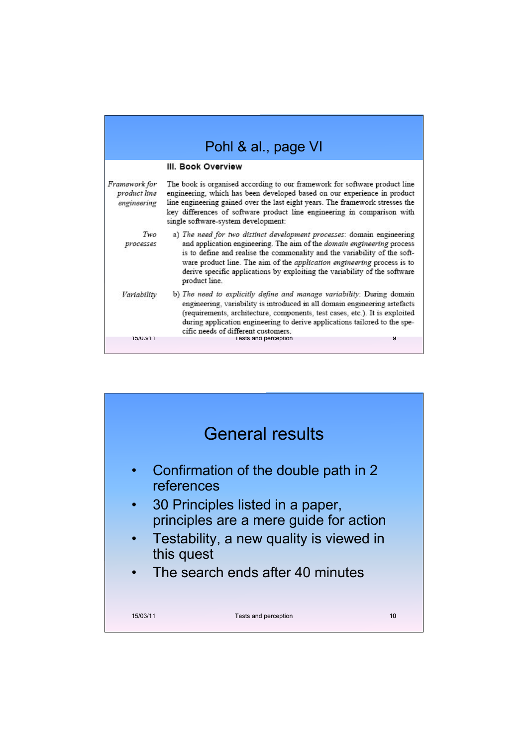## Pohl & al., page VI

**III. Book Overview**

*Framework for product line engineering*

The book is organised according to our framework for software product line engineering, which has been developed based on our experience in product line engineering gained over the last eight years. The framework stresses the key differences of software product line engineering in comparison with single software-system development:

*Two processes*

a) *The need for two distinct development processes*: domain engineering and application engineering. The aim of the *domain engineering* process is to define and realise the commonality and the variability of the software product line. The aim of the *application engineering* process is to derive specific applications by exploiting the variability of the software product line.

*Variability*

b) *The need to explicitly define and manage variability*: During domain engineering, variability is introduced in all domain engineering artefacts (requirements, architecture, components, test cases, etc.). It is exploited during application engineering to derive applications tailored to the specific needs of different customers.

## General results

- Confirmation of the double path in 2 references
- 30 Principles listed in a paper, principles are a mere guide for action
- Testability, a new quality is viewed in this quest
- The search ends after 40 minutes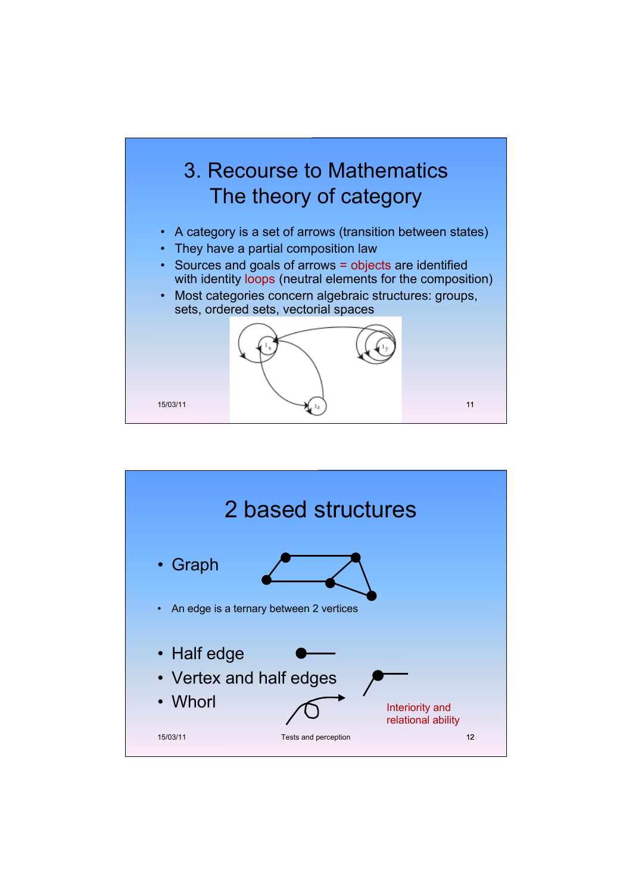# 3. Recourse to Mathematics
## The theory of category

- A category is a set of arrows (transition between states)
- They have a partial composition law
- Sources and goals of arrows = objects are identified with identity loops (neutral elements for the composition)
- Most categories concern algebraic structures: groups, sets, ordered sets, vectorial spaces

# 2 based structures

- Graph
- An edge is a ternary between 2 vertices
- Half edge
- Vertex and half edges
- Whorl

Interiority and relational ability

Tests and perception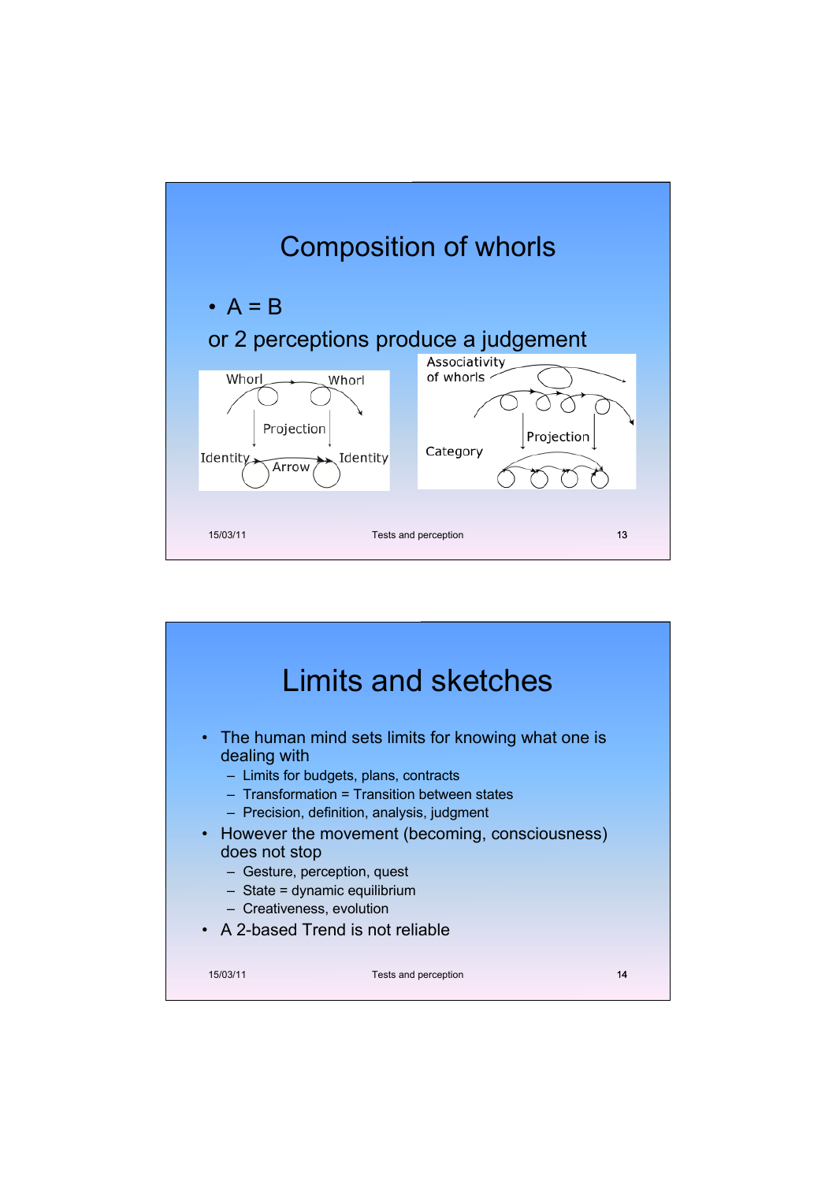# Composition of whorls

- A = B

or 2 perceptions produce a judgement

Whorl Whorl Projection Identity Arrow Identity

Associativity of whorls Projection Category

# Limits and sketches

- The human mind sets limits for knowing what one is dealing with
  - Limits for budgets, plans, contracts
  - Transformation = Transition between states
  - Precision, definition, analysis, judgment
- However the movement (becoming, consciousness) does not stop
  - Gesture, perception, quest
  - State = dynamic equilibrium
  - Creativeness, evolution
- A 2-based Trend is not reliable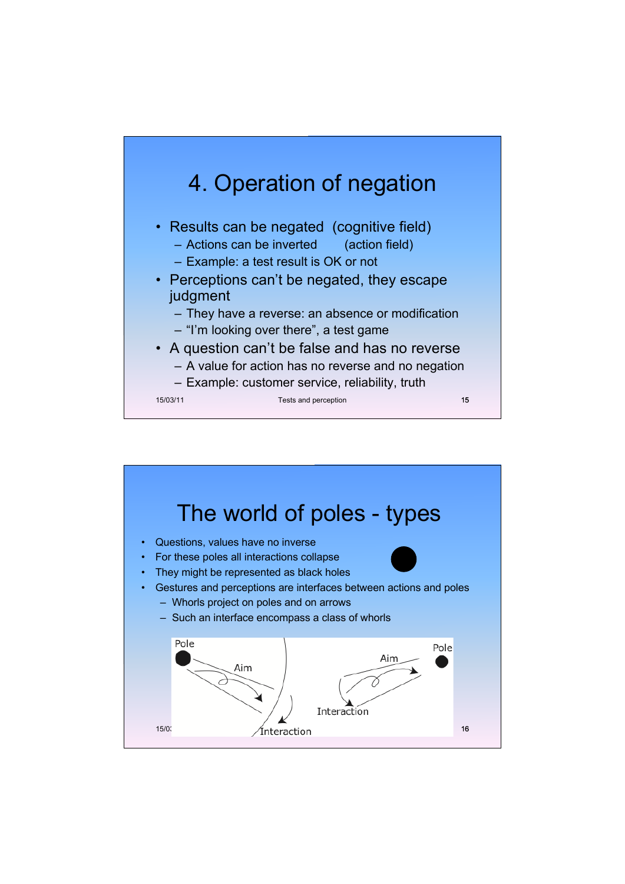# 4. Operation of negation

- Results can be negated (cognitive field)
  - Actions can be inverted (action field)
  - Example: a test result is OK or not
- Perceptions can't be negated, they escape judgment
  - They have a reverse: an absence or modification
  - "I'm looking over there", a test game
- A question can't be false and has no reverse
  - A value for action has no reverse and no negation
  - Example: customer service, reliability, truth

# The world of poles - types

- Questions, values have no inverse
- For these poles all interactions collapse
- They might be represented as black holes
- Gestures and perceptions are interfaces between actions and poles
  - Whorls project on poles and on arrows
  - Such an interface encompass a class of whorls

Pole — Aim — Interaction — Aim — Pole — Interaction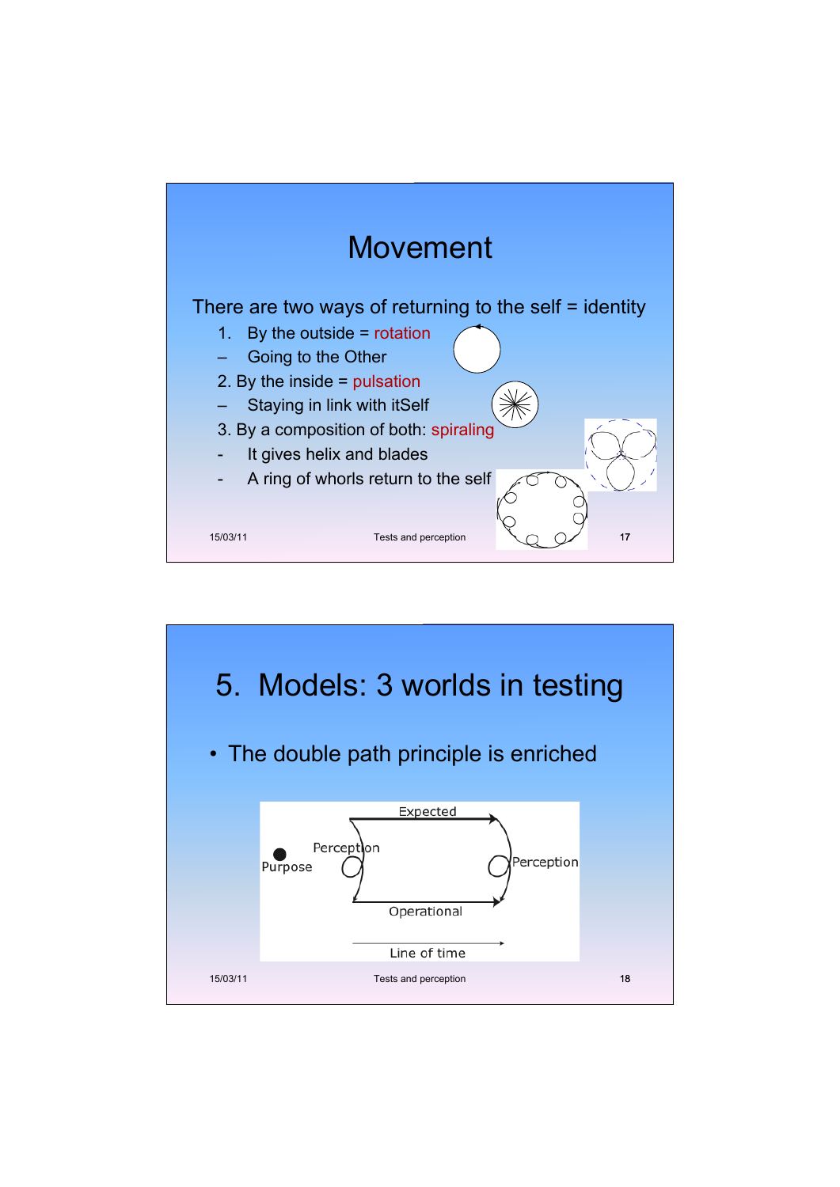# Movement

There are two ways of returning to the self = identity

1. By the outside = rotation
   – Going to the Other
2. By the inside = pulsation
   – Staying in link with itSelf
3. By a composition of both: spiraling
   - It gives helix and blades
   - A ring of whorls return to the self

# 5. Models: 3 worlds in testing

- The double path principle is enriched

Expected

Purpose

Perception

Perception

Operational

Line of time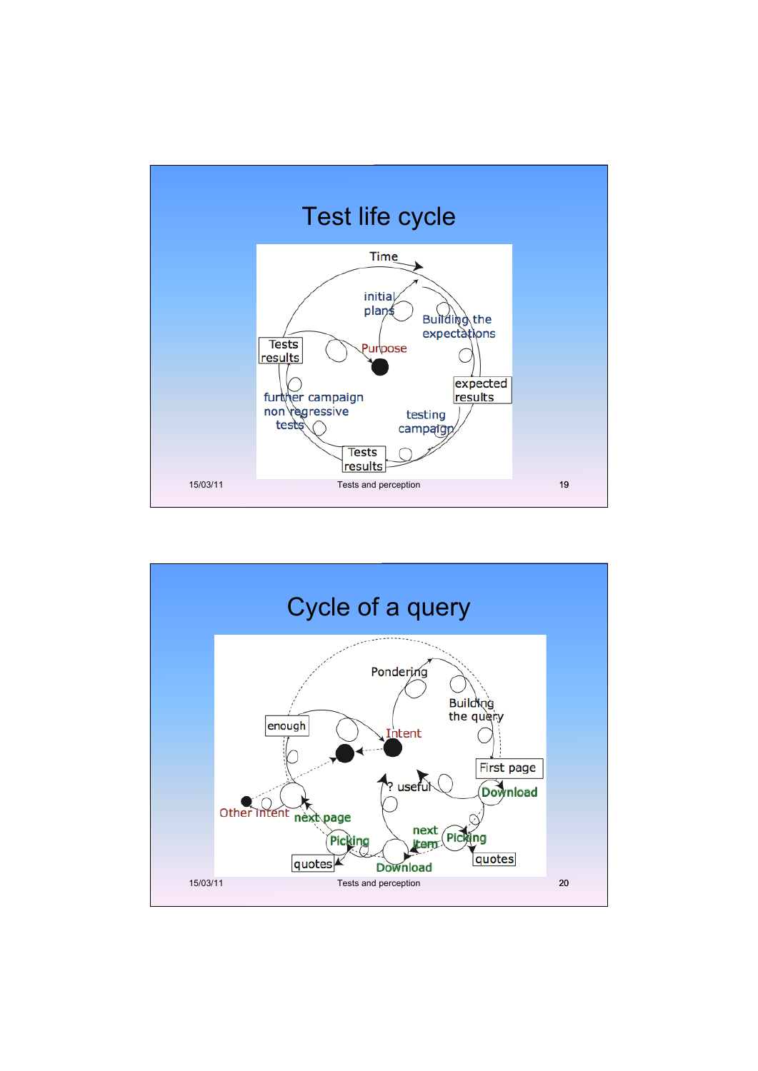# Test life cycle

Time

initial plans

Building the expectations

Purpose

Tests results

expected results

further campaign non regressive tests

testing campaign

Tests results

# Cycle of a query

Pondering

Building the query

Intent

enough

First page

Download

? useful

Other intent

next page

Picking

next item

Picking

quotes

Download

quotes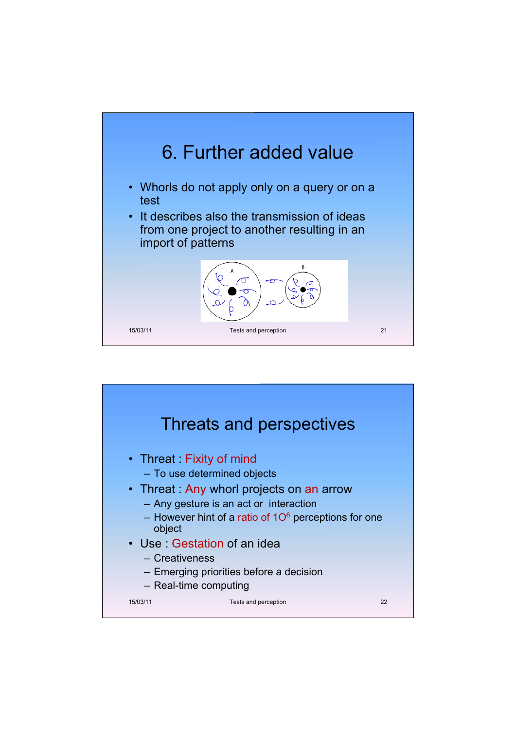# 6. Further added value

- Whorls do not apply only on a query or on a test
- It describes also the transmission of ideas from one project to another resulting in an import of patterns

# Threats and perspectives

- Threat : Fixity of mind
  - To use determined objects
- Threat : Any whorl projects on an arrow
  - Any gesture is an act or interaction
  - However hint of a ratio of $1O^6$ perceptions for one object
- Use : Gestation of an idea
  - Creativeness
  - Emerging priorities before a decision
  - Real-time computing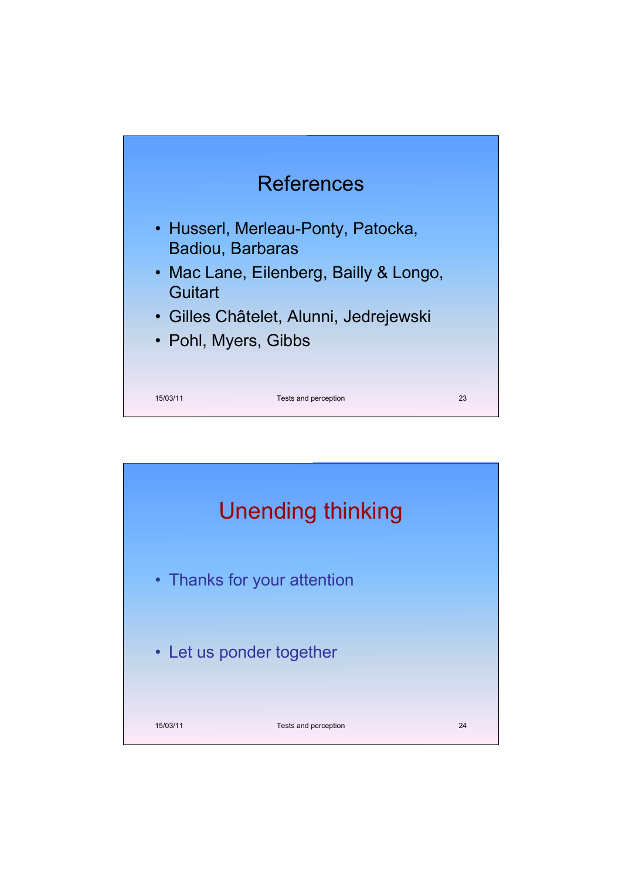## References

- Husserl, Merleau-Ponty, Patocka, Badiou, Barbaras
- Mac Lane, Eilenberg, Bailly & Longo, Guitart
- Gilles Châtelet, Alunni, Jedrejewski
- Pohl, Myers, Gibbs

## Unending thinking

- Thanks for your attention
- Let us ponder together